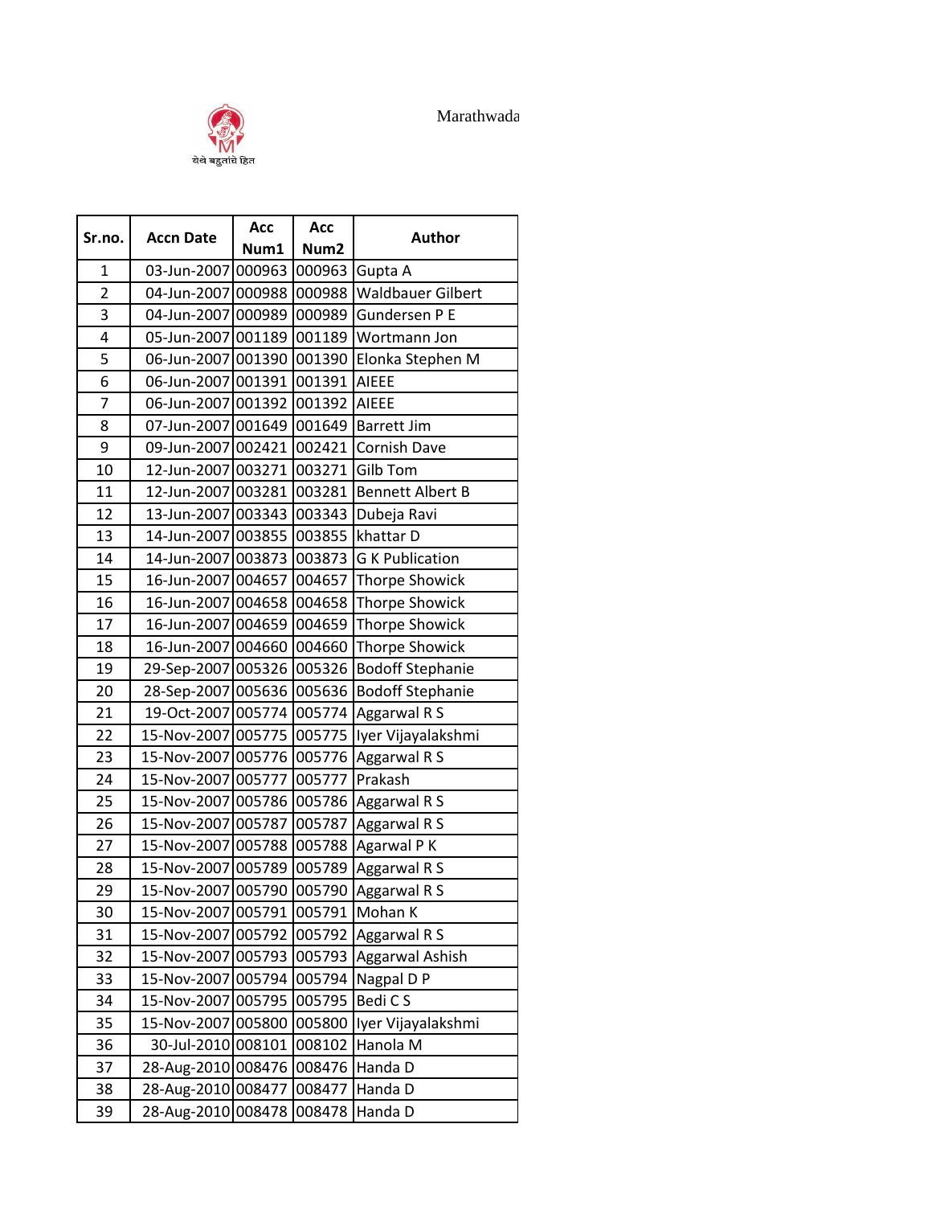येथे बहुतांचे हित

Marathwada

| Sr.no. | Accn Date | Acc Num1 | Acc Num2 | Author |
|---|---|---|---|---|
| 1 | 03-Jun-2007 | 000963 | 000963 | Gupta A |
| 2 | 04-Jun-2007 | 000988 | 000988 | Waldbauer Gilbert |
| 3 | 04-Jun-2007 | 000989 | 000989 | Gundersen P E |
| 4 | 05-Jun-2007 | 001189 | 001189 | Wortmann Jon |
| 5 | 06-Jun-2007 | 001390 | 001390 | Elonka Stephen M |
| 6 | 06-Jun-2007 | 001391 | 001391 | AIEEE |
| 7 | 06-Jun-2007 | 001392 | 001392 | AIEEE |
| 8 | 07-Jun-2007 | 001649 | 001649 | Barrett Jim |
| 9 | 09-Jun-2007 | 002421 | 002421 | Cornish Dave |
| 10 | 12-Jun-2007 | 003271 | 003271 | Gilb Tom |
| 11 | 12-Jun-2007 | 003281 | 003281 | Bennett Albert B |
| 12 | 13-Jun-2007 | 003343 | 003343 | Dubeja Ravi |
| 13 | 14-Jun-2007 | 003855 | 003855 | khattar D |
| 14 | 14-Jun-2007 | 003873 | 003873 | G K Publication |
| 15 | 16-Jun-2007 | 004657 | 004657 | Thorpe Showick |
| 16 | 16-Jun-2007 | 004658 | 004658 | Thorpe Showick |
| 17 | 16-Jun-2007 | 004659 | 004659 | Thorpe Showick |
| 18 | 16-Jun-2007 | 004660 | 004660 | Thorpe Showick |
| 19 | 29-Sep-2007 | 005326 | 005326 | Bodoff Stephanie |
| 20 | 28-Sep-2007 | 005636 | 005636 | Bodoff Stephanie |
| 21 | 19-Oct-2007 | 005774 | 005774 | Aggarwal R S |
| 22 | 15-Nov-2007 | 005775 | 005775 | Iyer Vijayalakshmi |
| 23 | 15-Nov-2007 | 005776 | 005776 | Aggarwal R S |
| 24 | 15-Nov-2007 | 005777 | 005777 | Prakash |
| 25 | 15-Nov-2007 | 005786 | 005786 | Aggarwal R S |
| 26 | 15-Nov-2007 | 005787 | 005787 | Aggarwal R S |
| 27 | 15-Nov-2007 | 005788 | 005788 | Agarwal P K |
| 28 | 15-Nov-2007 | 005789 | 005789 | Aggarwal R S |
| 29 | 15-Nov-2007 | 005790 | 005790 | Aggarwal R S |
| 30 | 15-Nov-2007 | 005791 | 005791 | Mohan K |
| 31 | 15-Nov-2007 | 005792 | 005792 | Aggarwal R S |
| 32 | 15-Nov-2007 | 005793 | 005793 | Aggarwal Ashish |
| 33 | 15-Nov-2007 | 005794 | 005794 | Nagpal D P |
| 34 | 15-Nov-2007 | 005795 | 005795 | Bedi C S |
| 35 | 15-Nov-2007 | 005800 | 005800 | Iyer Vijayalakshmi |
| 36 | 30-Jul-2010 | 008101 | 008102 | Hanola M |
| 37 | 28-Aug-2010 | 008476 | 008476 | Handa D |
| 38 | 28-Aug-2010 | 008477 | 008477 | Handa D |
| 39 | 28-Aug-2010 | 008478 | 008478 | Handa D |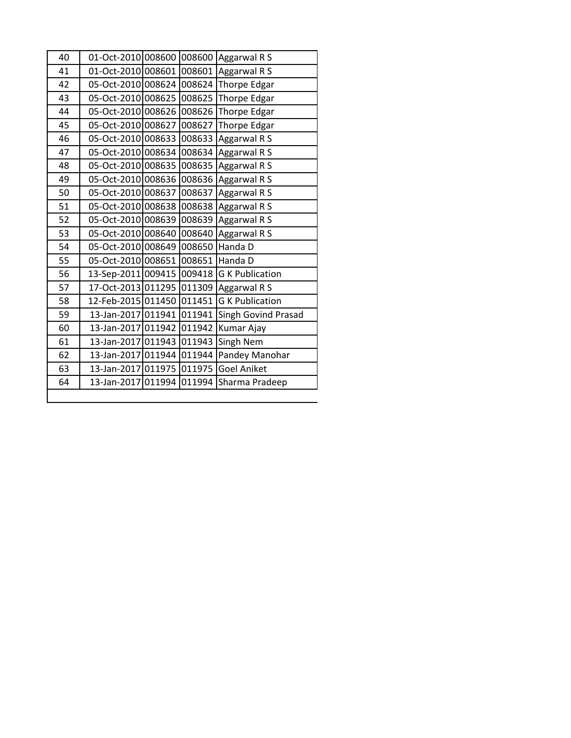| | | | | |
|---|---|---|---|---|
| 40 | 01-Oct-2010 | 008600 | 008600 | Aggarwal R S |
| 41 | 01-Oct-2010 | 008601 | 008601 | Aggarwal R S |
| 42 | 05-Oct-2010 | 008624 | 008624 | Thorpe Edgar |
| 43 | 05-Oct-2010 | 008625 | 008625 | Thorpe Edgar |
| 44 | 05-Oct-2010 | 008626 | 008626 | Thorpe Edgar |
| 45 | 05-Oct-2010 | 008627 | 008627 | Thorpe Edgar |
| 46 | 05-Oct-2010 | 008633 | 008633 | Aggarwal R S |
| 47 | 05-Oct-2010 | 008634 | 008634 | Aggarwal R S |
| 48 | 05-Oct-2010 | 008635 | 008635 | Aggarwal R S |
| 49 | 05-Oct-2010 | 008636 | 008636 | Aggarwal R S |
| 50 | 05-Oct-2010 | 008637 | 008637 | Aggarwal R S |
| 51 | 05-Oct-2010 | 008638 | 008638 | Aggarwal R S |
| 52 | 05-Oct-2010 | 008639 | 008639 | Aggarwal R S |
| 53 | 05-Oct-2010 | 008640 | 008640 | Aggarwal R S |
| 54 | 05-Oct-2010 | 008649 | 008650 | Handa D |
| 55 | 05-Oct-2010 | 008651 | 008651 | Handa D |
| 56 | 13-Sep-2011 | 009415 | 009418 | G K Publication |
| 57 | 17-Oct-2013 | 011295 | 011309 | Aggarwal R S |
| 58 | 12-Feb-2015 | 011450 | 011451 | G K Publication |
| 59 | 13-Jan-2017 | 011941 | 011941 | Singh Govind Prasad |
| 60 | 13-Jan-2017 | 011942 | 011942 | Kumar Ajay |
| 61 | 13-Jan-2017 | 011943 | 011943 | Singh Nem |
| 62 | 13-Jan-2017 | 011944 | 011944 | Pandey Manohar |
| 63 | 13-Jan-2017 | 011975 | 011975 | Goel Aniket |
| 64 | 13-Jan-2017 | 011994 | 011994 | Sharma Pradeep |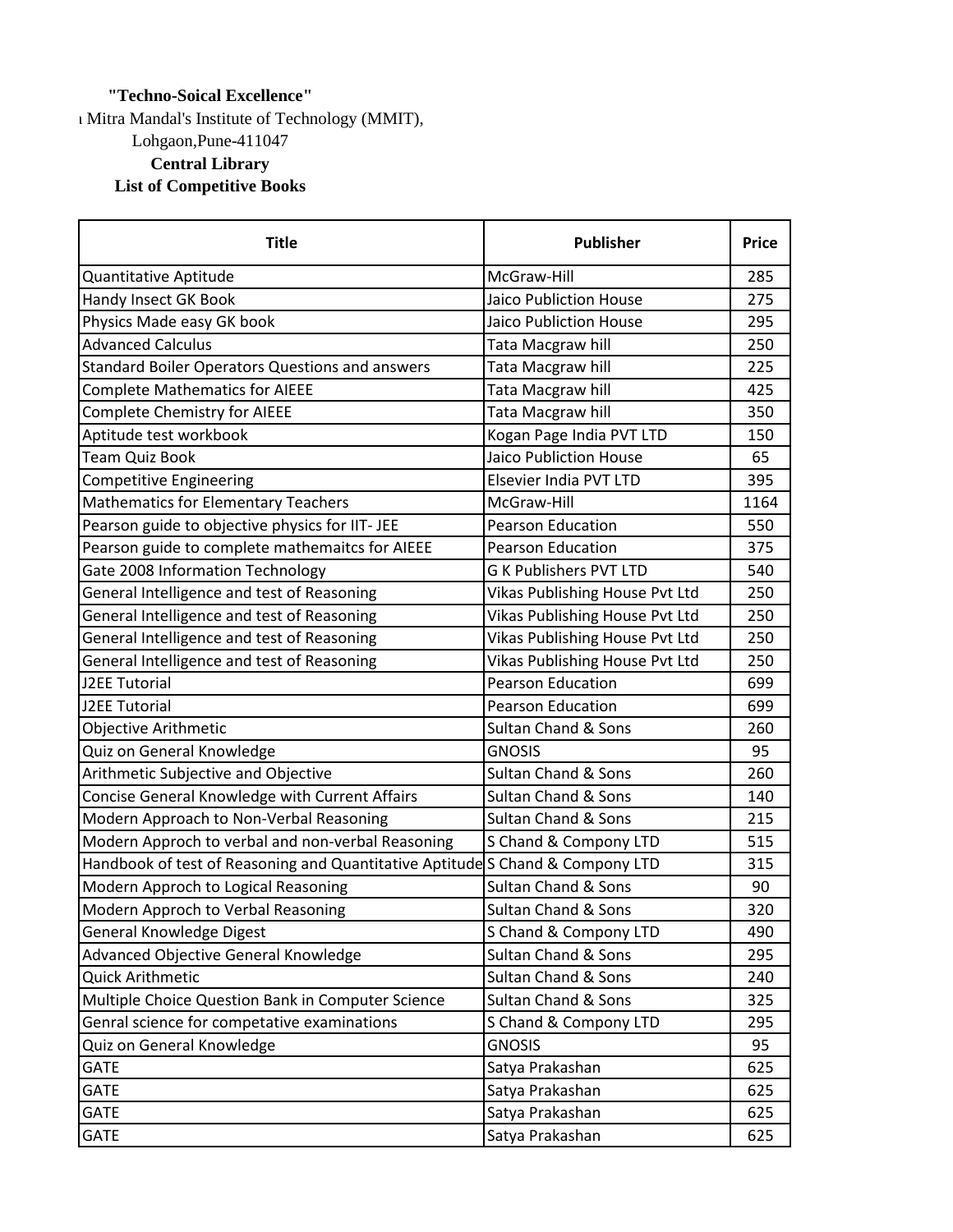**"Techno-Soical Excellence"**

ı Mitra Mandal's Institute of Technology (MMIT),

Lohgaon,Pune-411047

**Central Library**

**List of Competitive Books**

| Title | Publisher | Price |
|---|---|---|
| Quantitative Aptitude | McGraw-Hill | 285 |
| Handy Insect GK Book | Jaico Publiction House | 275 |
| Physics Made easy GK book | Jaico Publiction House | 295 |
| Advanced Calculus | Tata Macgraw hill | 250 |
| Standard Boiler Operators Questions and answers | Tata Macgraw hill | 225 |
| Complete Mathematics for AIEEE | Tata Macgraw hill | 425 |
| Complete Chemistry for AIEEE | Tata Macgraw hill | 350 |
| Aptitude test workbook | Kogan Page India PVT LTD | 150 |
| Team Quiz Book | Jaico Publiction House | 65 |
| Competitive Engineering | Elsevier India PVT LTD | 395 |
| Mathematics for Elementary Teachers | McGraw-Hill | 1164 |
| Pearson guide to objective physics for IIT- JEE | Pearson Education | 550 |
| Pearson guide to complete mathemaitcs for AIEEE | Pearson Education | 375 |
| Gate 2008 Information Technology | G K Publishers PVT LTD | 540 |
| General Intelligence and test of Reasoning | Vikas Publishing House Pvt Ltd | 250 |
| General Intelligence and test of Reasoning | Vikas Publishing House Pvt Ltd | 250 |
| General Intelligence and test of Reasoning | Vikas Publishing House Pvt Ltd | 250 |
| General Intelligence and test of Reasoning | Vikas Publishing House Pvt Ltd | 250 |
| J2EE Tutorial | Pearson Education | 699 |
| J2EE Tutorial | Pearson Education | 699 |
| Objective Arithmetic | Sultan Chand & Sons | 260 |
| Quiz on General Knowledge | GNOSIS | 95 |
| Arithmetic Subjective and Objective | Sultan Chand & Sons | 260 |
| Concise General Knowledge with Current Affairs | Sultan Chand & Sons | 140 |
| Modern Approach to Non-Verbal Reasoning | Sultan Chand & Sons | 215 |
| Modern Approch to verbal and non-verbal Reasoning | S Chand & Company LTD | 515 |
| Handbook of test of Reasoning and Quantitative Aptitude | S Chand & Company LTD | 315 |
| Modern Approch to Logical Reasoning | Sultan Chand & Sons | 90 |
| Modern Approch to Verbal Reasoning | Sultan Chand & Sons | 320 |
| General Knowledge Digest | S Chand & Company LTD | 490 |
| Advanced Objective General Knowledge | Sultan Chand & Sons | 295 |
| Quick Arithmetic | Sultan Chand & Sons | 240 |
| Multiple Choice Question Bank in Computer Science | Sultan Chand & Sons | 325 |
| Genral science for competative examinations | S Chand & Company LTD | 295 |
| Quiz on General Knowledge | GNOSIS | 95 |
| GATE | Satya Prakashan | 625 |
| GATE | Satya Prakashan | 625 |
| GATE | Satya Prakashan | 625 |
| GATE | Satya Prakashan | 625 |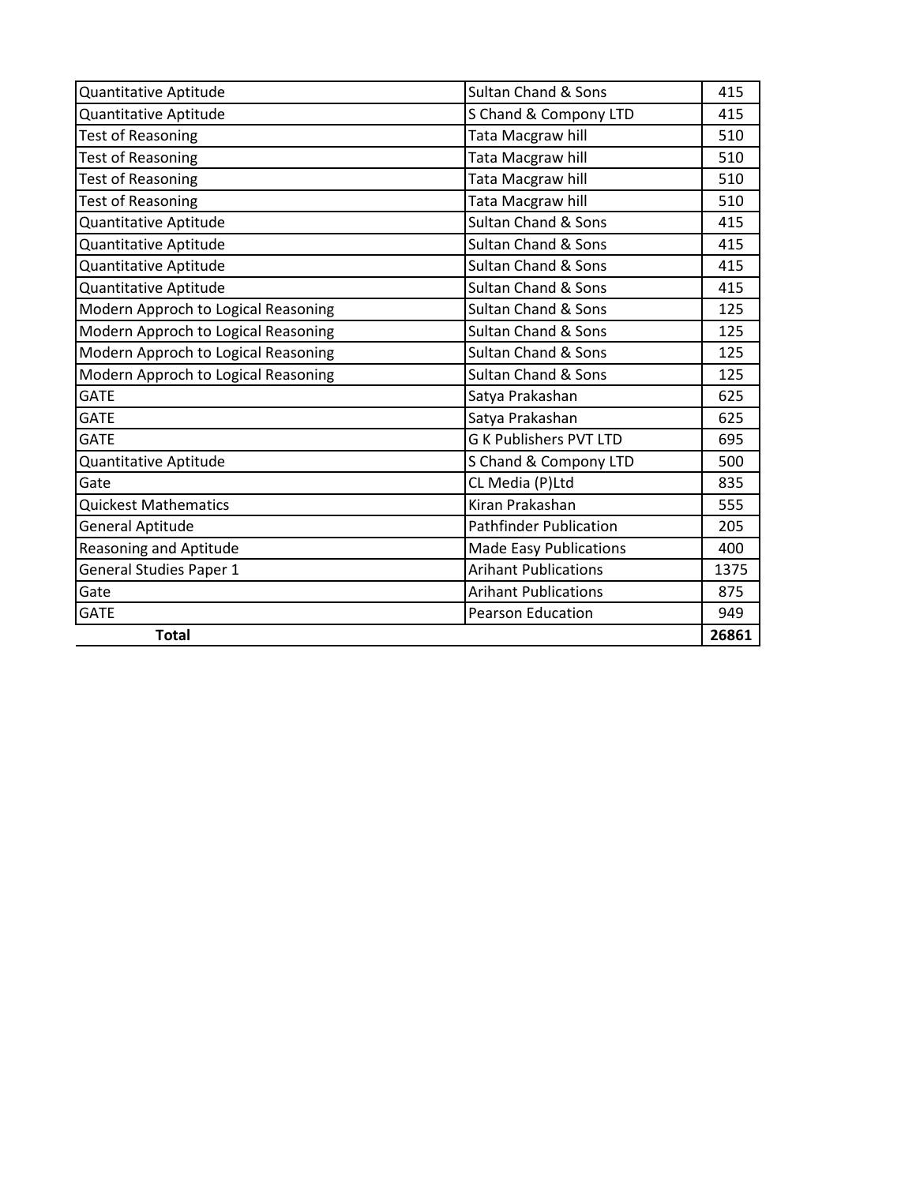| | | |
|---|---|---|
| Quantitative Aptitude | Sultan Chand & Sons | 415 |
| Quantitative Aptitude | S Chand & Compony LTD | 415 |
| Test of Reasoning | Tata Macgraw hill | 510 |
| Test of Reasoning | Tata Macgraw hill | 510 |
| Test of Reasoning | Tata Macgraw hill | 510 |
| Test of Reasoning | Tata Macgraw hill | 510 |
| Quantitative Aptitude | Sultan Chand & Sons | 415 |
| Quantitative Aptitude | Sultan Chand & Sons | 415 |
| Quantitative Aptitude | Sultan Chand & Sons | 415 |
| Quantitative Aptitude | Sultan Chand & Sons | 415 |
| Modern Approch to Logical Reasoning | Sultan Chand & Sons | 125 |
| Modern Approch to Logical Reasoning | Sultan Chand & Sons | 125 |
| Modern Approch to Logical Reasoning | Sultan Chand & Sons | 125 |
| Modern Approch to Logical Reasoning | Sultan Chand & Sons | 125 |
| GATE | Satya Prakashan | 625 |
| GATE | Satya Prakashan | 625 |
| GATE | G K Publishers PVT LTD | 695 |
| Quantitative Aptitude | S Chand & Compony LTD | 500 |
| Gate | CL Media (P)Ltd | 835 |
| Quickest Mathematics | Kiran Prakashan | 555 |
| General Aptitude | Pathfinder Publication | 205 |
| Reasoning and Aptitude | Made Easy Publications | 400 |
| General Studies Paper 1 | Arihant Publications | 1375 |
| Gate | Arihant Publications | 875 |
| GATE | Pearson Education | 949 |
| **Total** | | **26861** |